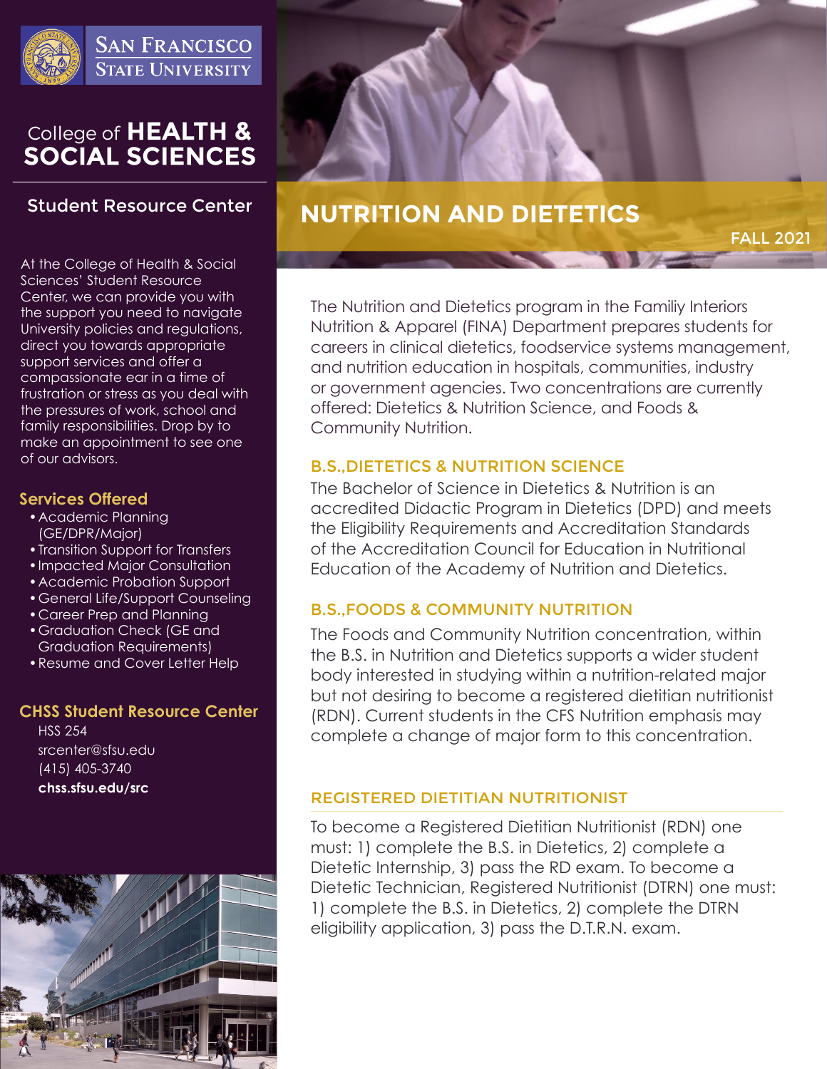San Francisco State University

# College of HEALTH & SOCIAL SCIENCES

## Student Resource Center

At the College of Health & Social Sciences' Student Resource Center, we can provide you with the support you need to navigate University policies and regulations, direct you towards appropriate support services and offer a compassionate ear in a time of frustration or stress as you deal with the pressures of work, school and family responsibilities. Drop by to make an appointment to see one of our advisors.

### Services Offered

- Academic Planning (GE/DPR/Major)
- Transition Support for Transfers
- Impacted Major Consultation
- Academic Probation Support
- General Life/Support Counseling
- Career Prep and Planning
- Graduation Check (GE and Graduation Requirements)
- Resume and Cover Letter Help

### CHSS Student Resource Center

HSS 254
srcenter@sfsu.edu
(415) 405-3740
**chss.sfsu.edu/src**

# NUTRITION AND DIETETICS

FALL 2021

The Nutrition and Dietetics program in the Familiy Interiors Nutrition & Apparel (FINA) Department prepares students for careers in clinical dietetics, foodservice systems management, and nutrition education in hospitals, communities, industry or government agencies. Two concentrations are currently offered: Dietetics & Nutrition Science, and Foods & Community Nutrition.

### B.S.,DIETETICS & NUTRITION SCIENCE

The Bachelor of Science in Dietetics & Nutrition is an accredited Didactic Program in Dietetics (DPD) and meets the Eligibility Requirements and Accreditation Standards of the Accreditation Council for Education in Nutritional Education of the Academy of Nutrition and Dietetics.

### B.S.,FOODS & COMMUNITY NUTRITION

The Foods and Community Nutrition concentration, within the B.S. in Nutrition and Dietetics supports a wider student body interested in studying within a nutrition-related major but not desiring to become a registered dietitian nutritionist (RDN). Current students in the CFS Nutrition emphasis may complete a change of major form to this concentration.

### REGISTERED DIETITIAN NUTRITIONIST

To become a Registered Dietitian Nutritionist (RDN) one must: 1) complete the B.S. in Dietetics, 2) complete a Dietetic Internship, 3) pass the RD exam. To become a Dietetic Technician, Registered Nutritionist (DTRN) one must: 1) complete the B.S. in Dietetics, 2) complete the DTRN eligibility application, 3) pass the D.T.R.N. exam.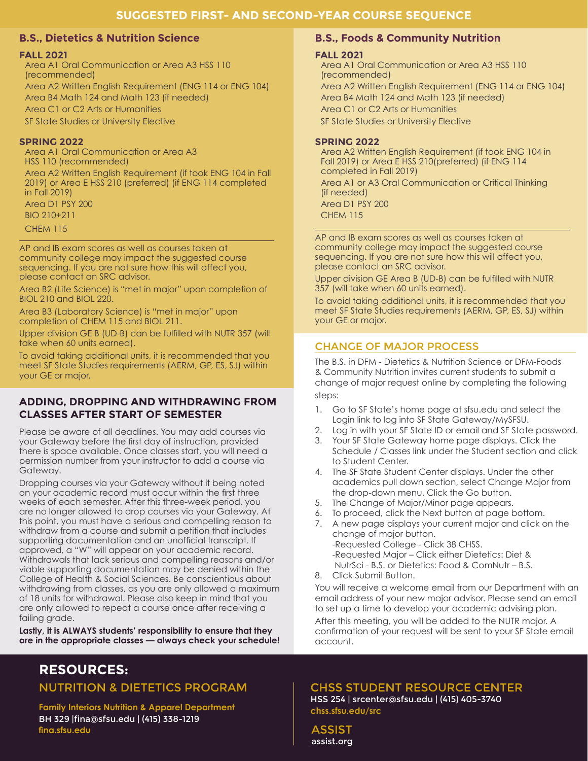# SUGGESTED FIRST- AND SECOND-YEAR COURSE SEQUENCE

## B.S., Dietetics & Nutrition Science

### FALL 2021

Area A1 Oral Communication or Area A3 HSS 110 (recommended)

Area A2 Written English Requirement (ENG 114 or ENG 104)

Area B4 Math 124 and Math 123 (if needed)

Area C1 or C2 Arts or Humanities

SF State Studies or University Elective

### SPRING 2022

Area A1 Oral Communication or Area A3 HSS 110 (recommended)

Area A2 Written English Requirement (if took ENG 104 in Fall 2019) or Area E HSS 210 (preferred) (if ENG 114 completed in Fall 2019)

Area D1 PSY 200

BIO 210+211

CHEM 115

---

AP and IB exam scores as well as courses taken at community college may impact the suggested course sequencing. If you are not sure how this will affect you, please contact an SRC advisor.

Area B2 (Life Science) is "met in major" upon completion of BIOL 210 and BIOL 220.

Area B3 (Laboratory Science) is "met in major" upon completion of CHEM 115 and BIOL 211.

Upper division GE B (UD-B) can be fulfilled with NUTR 357 (will take when 60 units earned).

To avoid taking additional units, it is recommended that you meet SF State Studies requirements (AERM, GP, ES, SJ) within your GE or major.

## B.S., Foods & Community Nutrition

### FALL 2021

Area A1 Oral Communication or Area A3 HSS 110 (recommended)

Area A2 Written English Requirement (ENG 114 or ENG 104)

Area B4 Math 124 and Math 123 (if needed)

Area C1 or C2 Arts or Humanities

SF State Studies or University Elective

### SPRING 2022

Area A2 Written English Requirement (if took ENG 104 in Fall 2019) or Area E HSS 210(preferred) (if ENG 114 completed in Fall 2019)

Area A1 or A3 Oral Communication or Critical Thinking (if needed)

Area D1 PSY 200

CHEM 115

---

AP and IB exam scores as well as courses taken at community college may impact the suggested course sequencing. If you are not sure how this will affect you, please contact an SRC advisor.

Upper division GE Area B (UD-B) can be fulfilled with NUTR 357 (will take when 60 units earned).

To avoid taking additional units, it is recommended that you meet SF State Studies requirements (AERM, GP, ES, SJ) within your GE or major.

## ADDING, DROPPING AND WITHDRAWING FROM CLASSES AFTER START OF SEMESTER

Please be aware of all deadlines. You may add courses via your Gateway before the first day of instruction, provided there is space available. Once classes start, you will need a permission number from your instructor to add a course via Gateway.

Dropping courses via your Gateway without it being noted on your academic record must occur within the first three weeks of each semester. After this three-week period, you are no longer allowed to drop courses via your Gateway. At this point, you must have a serious and compelling reason to withdraw from a course and submit a petition that includes supporting documentation and an unofficial transcript. If approved, a "W" will appear on your academic record. Withdrawals that lack serious and compelling reasons and/or viable supporting documentation may be denied within the College of Health & Social Sciences. Be conscientious about withdrawing from classes, as you are only allowed a maximum of 18 units for withdrawal. Please also keep in mind that you are only allowed to repeat a course once after receiving a failing grade.

**Lastly, it is ALWAYS students' responsibility to ensure that they are in the appropriate classes — always check your schedule!**

## CHANGE OF MAJOR PROCESS

The B.S. in DFM - Dietetics & Nutrition Science or DFM-Foods & Community Nutrition invites current students to submit a change of major request online by completing the following steps:

1. Go to SF State's home page at sfsu.edu and select the Login link to log into SF State Gateway/MySFSU.
2. Log in with your SF State ID or email and SF State password.
3. Your SF State Gateway home page displays. Click the Schedule / Classes link under the Student section and click to Student Center.
4. The SF State Student Center displays. Under the other academics pull down section, select Change Major from the drop-down menu. Click the Go button.
5. The Change of Major/Minor page appears.
6. To proceed, click the Next button at page bottom.
7. A new page displays your current major and click on the change of major button.
   -Requested College - Click 38 CHSS.
   -Requested Major – Click either Dietetics: Diet & NutrSci - B.S. or Dietetics: Food & ComNutr – B.S.
8. Click Submit Button.

You will receive a welcome email from our Department with an email address of your new major advisor. Please send an email to set up a time to develop your academic advising plan.

After this meeting, you will be added to the NUTR major. A confirmation of your request will be sent to your SF State email account.

## RESOURCES:

### NUTRITION & DIETETICS PROGRAM

**Family Interiors Nutrition & Apparel Department**
BH 329 |fina@sfsu.edu | (415) 338-1219
fina.sfsu.edu

### CHSS STUDENT RESOURCE CENTER

HSS 254 | srcenter@sfsu.edu | (415) 405-3740
chss.sfsu.edu/src

### ASSIST

assist.org